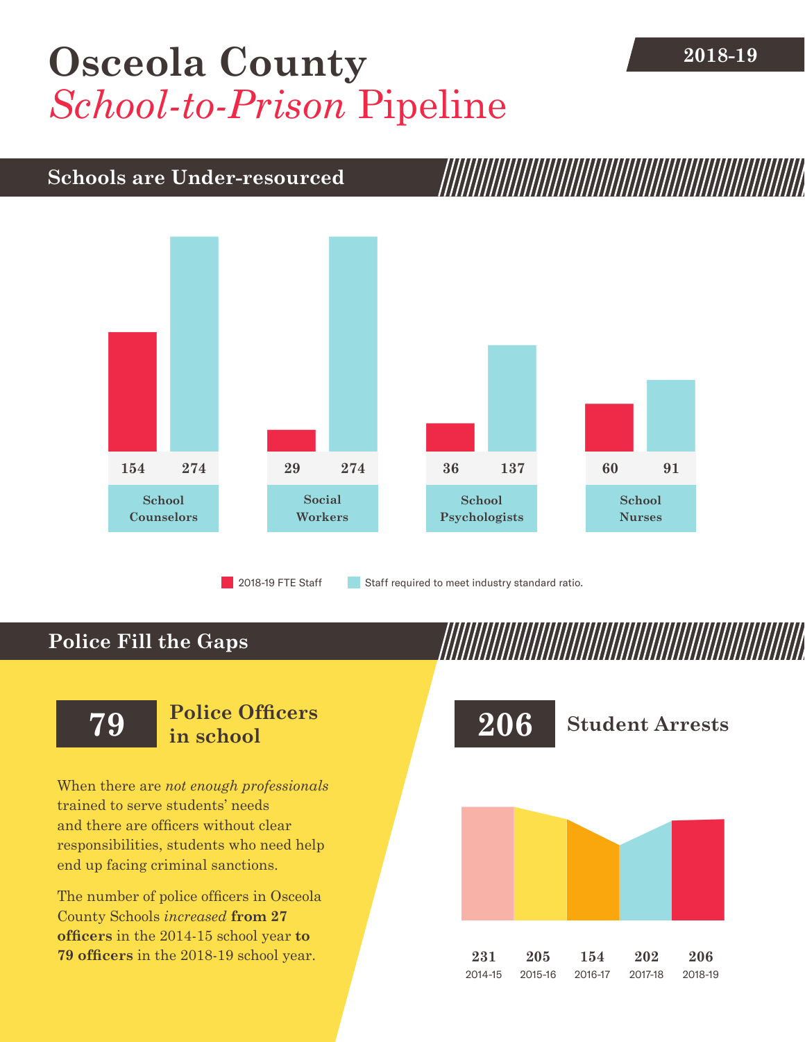# Osceola County *School-to-Prison* Pipeline

**2018-19**

## Schools are Under-resourced

| | 2018-19 FTE Staff | Staff required to meet industry standard ratio. |
|---|---|---|
| School Counselors | 154 | 274 |
| Social Workers | 29 | 274 |
| School Psychologists | 36 | 137 |
| School Nurses | 60 | 91 |

## Police Fill the Gaps

**79** **Police Officers in school**

When there are *not enough professionals* trained to serve students' needs and there are officers without clear responsibilities, students who need help end up facing criminal sanctions.

The number of police officers in Osceola County Schools *increased* **from 27 officers** in the 2014-15 school year **to 79 officers** in the 2018-19 school year.

**206** **Student Arrests**

| 2014-15 | 2015-16 | 2016-17 | 2017-18 | 2018-19 |
|---|---|---|---|---|
| 231 | 205 | 154 | 202 | 206 |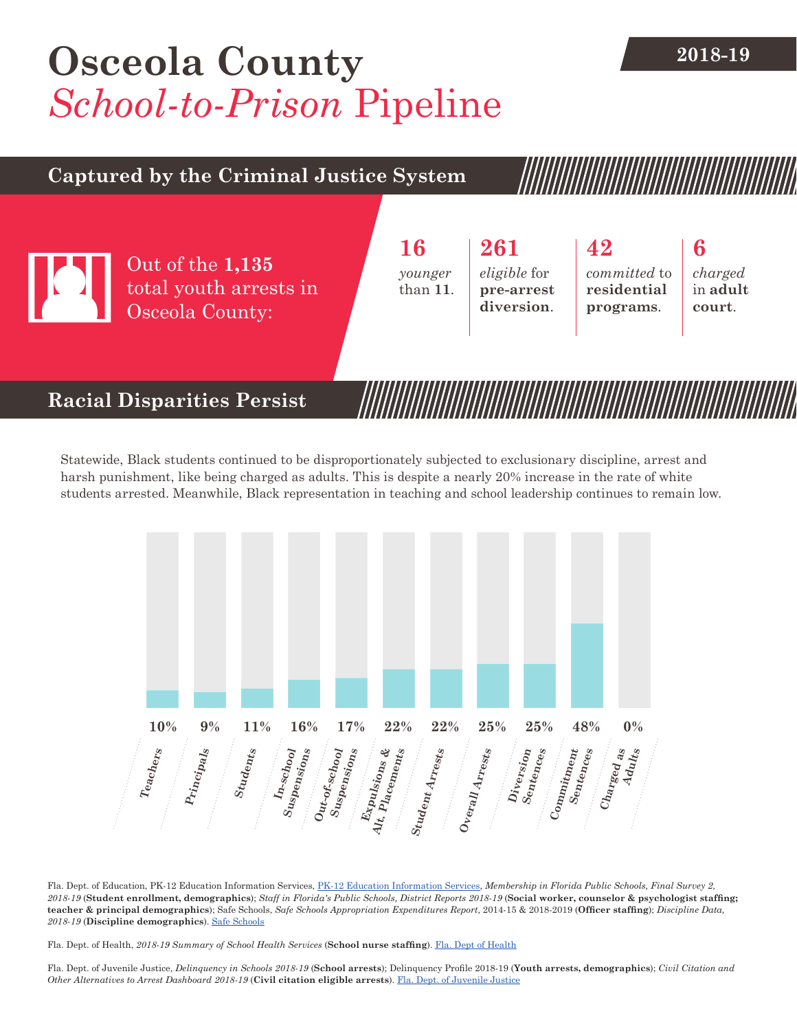# Osceola County *School-to-Prison* Pipeline

2018-19

## Captured by the Criminal Justice System

Out of the **1,135** total youth arrests in Osceola County:

**16** *younger* than **11**.

**261** *eligible* for **pre-arrest diversion**.

**42** *committed* to **residential programs**.

**6** *charged* in **adult court**.

## Racial Disparities Persist

Statewide, Black students continued to be disproportionately subjected to exclusionary discipline, arrest and harsh punishment, like being charged as adults. This is despite a nearly 20% increase in the rate of white students arrested. Meanwhile, Black representation in teaching and school leadership continues to remain low.

10% Teachers
9% Principals
11% Students
16% In-school Suspensions
17% Out-of-school Suspensions
22% Expulsions & Alt. Placements
22% Student Arrests
25% Overall Arrests
25% Diversion Sentences
48% Commitment Sentences
0% Charged as Adults

Fla. Dept. of Education, PK-12 Education Information Services, PK-12 Education Information Services, *Membership in Florida Public Schools, Final Survey 2, 2018-19* (**Student enrollment, demographics**); *Staff in Florida's Public Schools, District Reports 2018-19* (**Social worker, counselor & psychologist staffing; teacher & principal demographics**); Safe Schools, *Safe Schools Appropriation Expenditures Report*, 2014-15 & 2018-2019 (**Officer staffing**); *Discipline Data, 2018-19* (**Discipline demographics**). Safe Schools

Fla. Dept. of Health, *2018-19 Summary of School Health Services* (**School nurse staffing**). Fla. Dept of Health

Fla. Dept. of Juvenile Justice, *Delinquency in Schools 2018-19* (**School arrests**); Delinquency Profile 2018-19 (**Youth arrests, demographics**); *Civil Citation and Other Alternatives to Arrest Dashboard 2018-19* (**Civil citation eligible arrests**). Fla. Dept. of Juvenile Justice